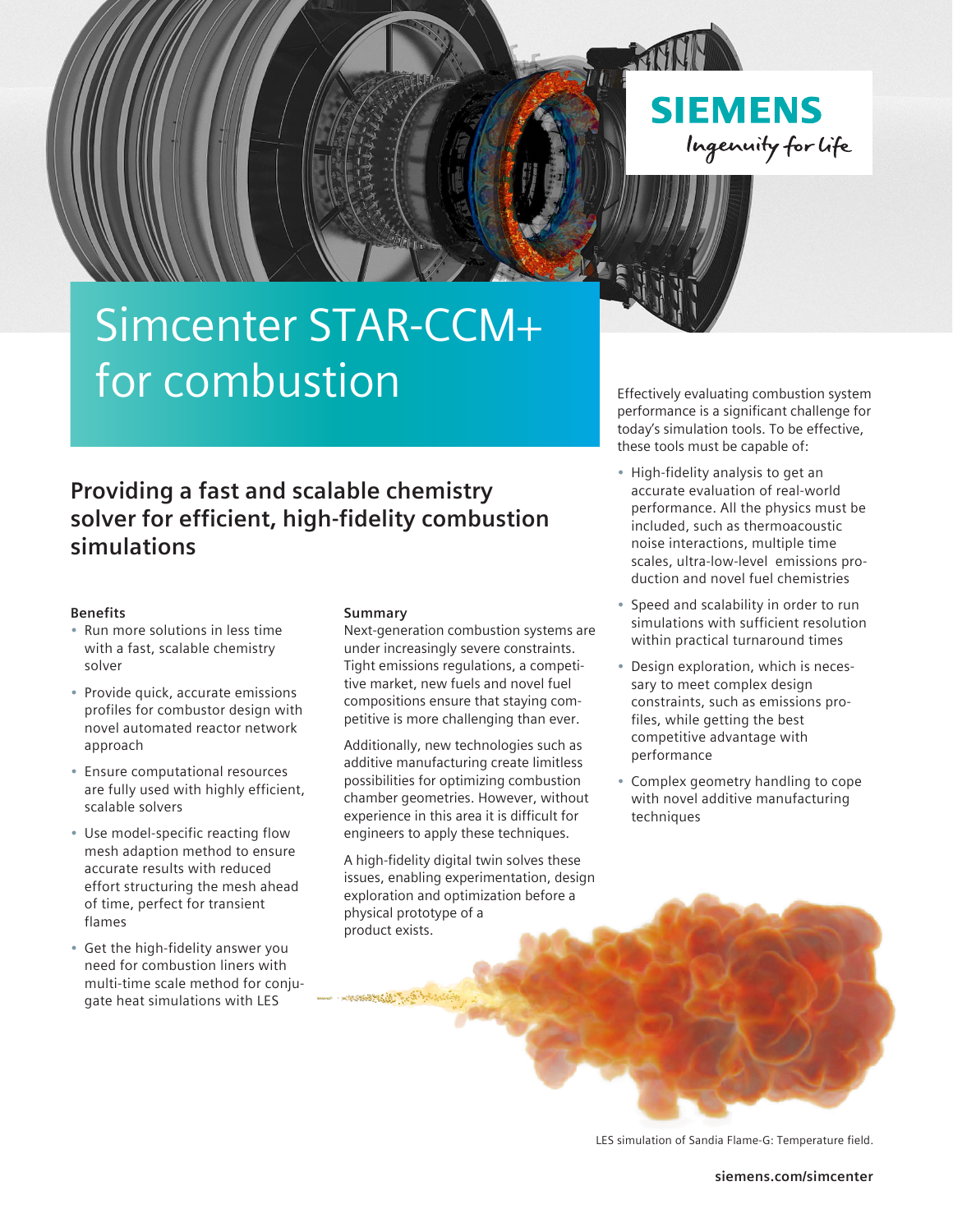# Simcenter STAR-CCM+ for combustion

## Providing a fast and scalable chemistry solver for efficient, high-fidelity combustion simulations

**Benefits**

- Run more solutions in less time with a fast, scalable chemistry solver
- Provide quick, accurate emissions profiles for combustor design with novel automated reactor network approach
- Ensure computational resources are fully used with highly efficient, scalable solvers
- Use model-specific reacting flow mesh adaption method to ensure accurate results with reduced effort structuring the mesh ahead of time, perfect for transient flames
- Get the high-fidelity answer you need for combustion liners with multi-time scale method for conjugate heat simulations with LES

**Summary**

Next-generation combustion systems are under increasingly severe constraints. Tight emissions regulations, a competitive market, new fuels and novel fuel compositions ensure that staying competitive is more challenging than ever.

Additionally, new technologies such as additive manufacturing create limitless possibilities for optimizing combustion chamber geometries. However, without experience in this area it is difficult for engineers to apply these techniques.

A high-fidelity digital twin solves these issues, enabling experimentation, design exploration and optimization before a physical prototype of a product exists.

Effectively evaluating combustion system performance is a significant challenge for today's simulation tools. To be effective, these tools must be capable of:

- High-fidelity analysis to get an accurate evaluation of real-world performance. All the physics must be included, such as thermoacoustic noise interactions, multiple time scales, ultra-low-level emissions production and novel fuel chemistries
- Speed and scalability in order to run simulations with sufficient resolution within practical turnaround times
- Design exploration, which is necessary to meet complex design constraints, such as emissions profiles, while getting the best competitive advantage with performance
- Complex geometry handling to cope with novel additive manufacturing techniques

LES simulation of Sandia Flame-G: Temperature field.

siemens.com/simcenter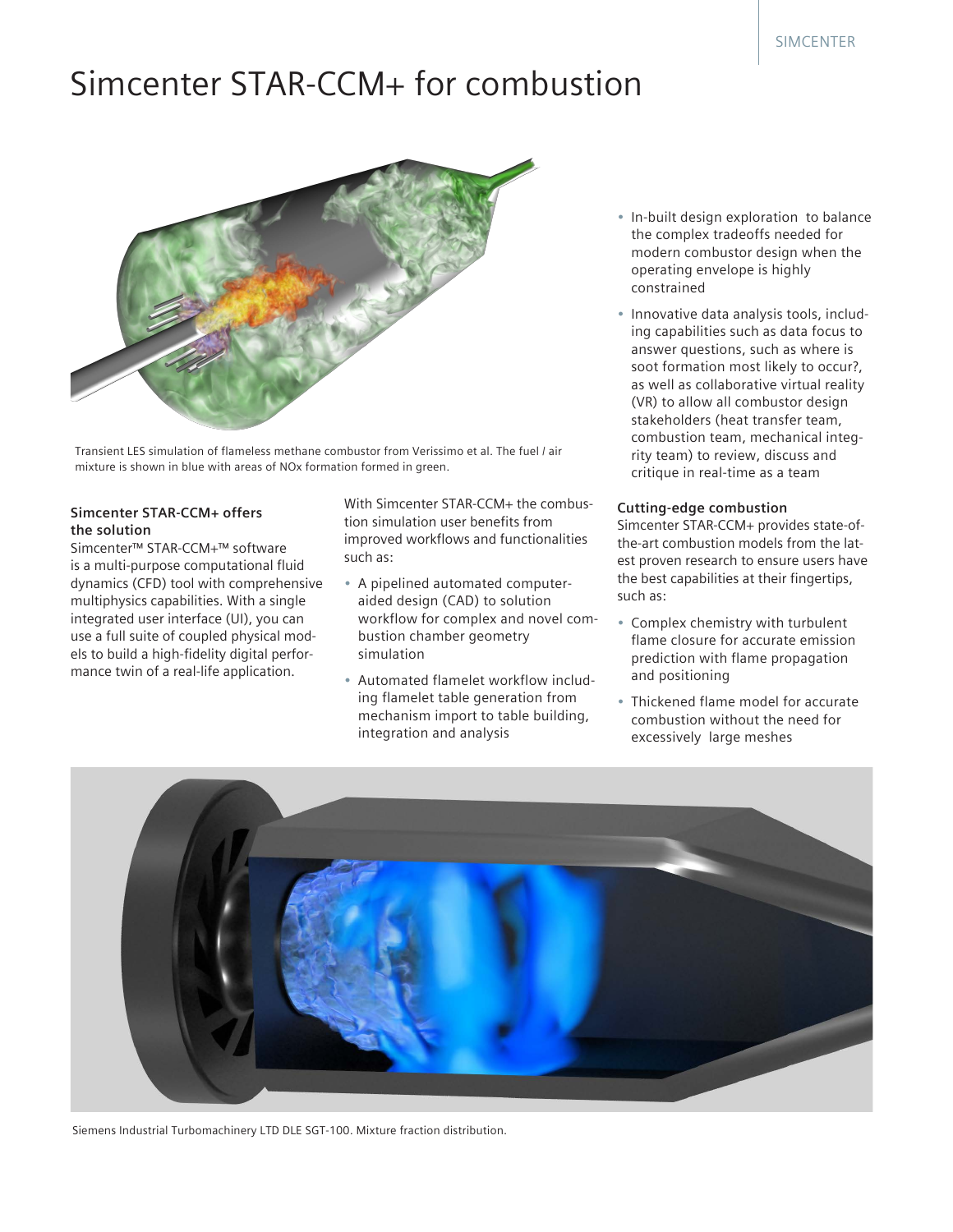# Simcenter STAR-CCM+ for combustion

Transient LES simulation of flameless methane combustor from Verissimo et al. The fuel / air mixture is shown in blue with areas of NOx formation formed in green.

**Simcenter STAR-CCM+ offers the solution**

Simcenter™ STAR-CCM+™ software is a multi-purpose computational fluid dynamics (CFD) tool with comprehensive multiphysics capabilities. With a single integrated user interface (UI), you can use a full suite of coupled physical models to build a high-fidelity digital performance twin of a real-life application.

With Simcenter STAR-CCM+ the combustion simulation user benefits from improved workflows and functionalities such as:

- A pipelined automated computer-aided design (CAD) to solution workflow for complex and novel combustion chamber geometry simulation
- Automated flamelet workflow including flamelet table generation from mechanism import to table building, integration and analysis
- In-built design exploration to balance the complex tradeoffs needed for modern combustor design when the operating envelope is highly constrained
- Innovative data analysis tools, including capabilities such as data focus to answer questions, such as where is soot formation most likely to occur?, as well as collaborative virtual reality (VR) to allow all combustor design stakeholders (heat transfer team, combustion team, mechanical integrity team) to review, discuss and critique in real-time as a team

**Cutting-edge combustion**

Simcenter STAR-CCM+ provides state-of-the-art combustion models from the latest proven research to ensure users have the best capabilities at their fingertips, such as:

- Complex chemistry with turbulent flame closure for accurate emission prediction with flame propagation and positioning
- Thickened flame model for accurate combustion without the need for excessively large meshes

Siemens Industrial Turbomachinery LTD DLE SGT-100. Mixture fraction distribution.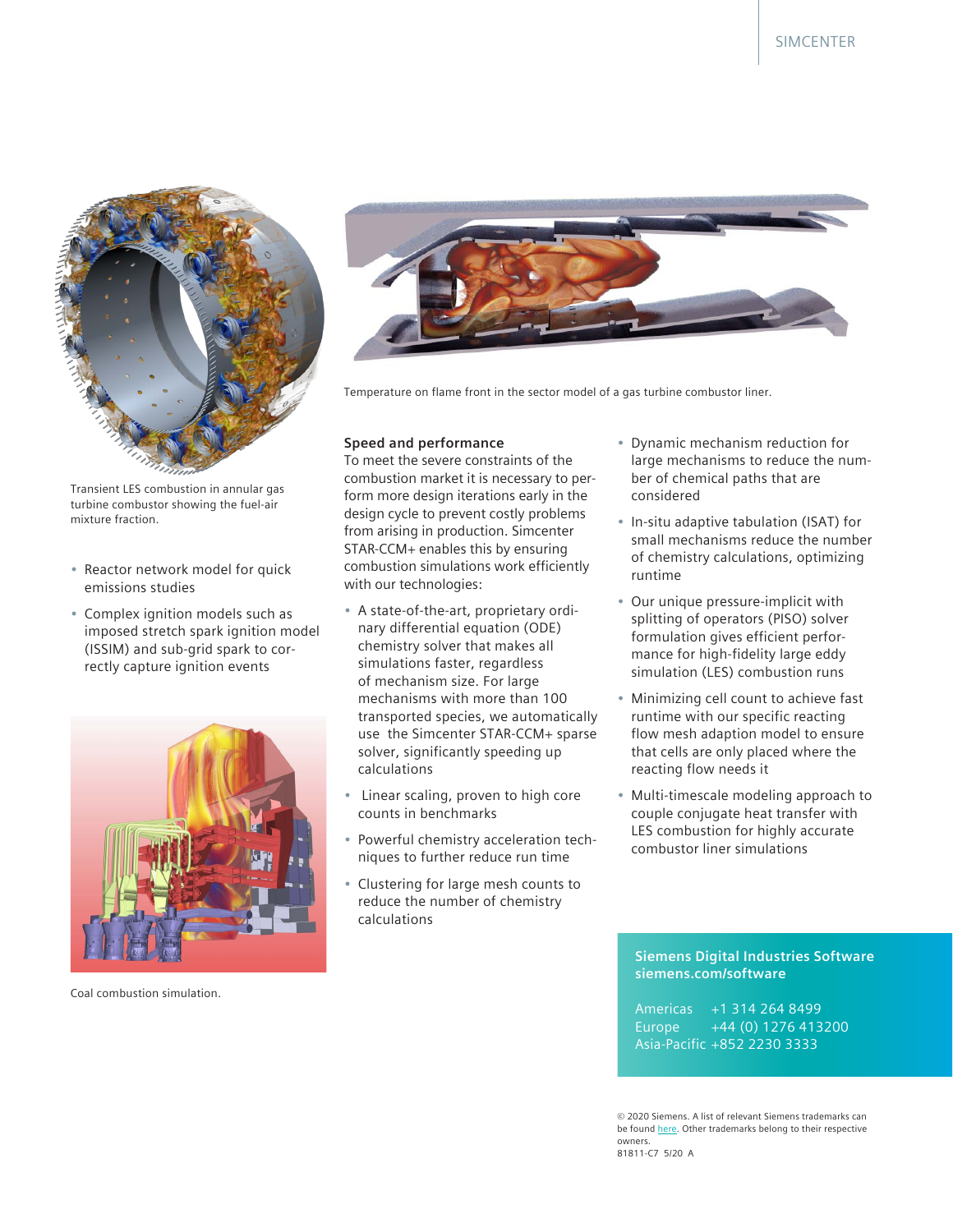Transient LES combustion in annular gas turbine combustor showing the fuel-air mixture fraction.

- Reactor network model for quick emissions studies
- Complex ignition models such as imposed stretch spark ignition model (ISSIM) and sub-grid spark to correctly capture ignition events

Coal combustion simulation.

Temperature on flame front in the sector model of a gas turbine combustor liner.

**Speed and performance**

To meet the severe constraints of the combustion market it is necessary to perform more design iterations early in the design cycle to prevent costly problems from arising in production. Simcenter STAR-CCM+ enables this by ensuring combustion simulations work efficiently with our technologies:

- A state-of-the-art, proprietary ordinary differential equation (ODE) chemistry solver that makes all simulations faster, regardless of mechanism size. For large mechanisms with more than 100 transported species, we automatically use the Simcenter STAR-CCM+ sparse solver, significantly speeding up calculations
- Linear scaling, proven to high core counts in benchmarks
- Powerful chemistry acceleration techniques to further reduce run time
- Clustering for large mesh counts to reduce the number of chemistry calculations
- Dynamic mechanism reduction for large mechanisms to reduce the number of chemical paths that are considered
- In-situ adaptive tabulation (ISAT) for small mechanisms reduce the number of chemistry calculations, optimizing runtime
- Our unique pressure-implicit with splitting of operators (PISO) solver formulation gives efficient performance for high-fidelity large eddy simulation (LES) combustion runs
- Minimizing cell count to achieve fast runtime with our specific reacting flow mesh adaption model to ensure that cells are only placed where the reacting flow needs it
- Multi-timescale modeling approach to couple conjugate heat transfer with LES combustion for highly accurate combustor liner simulations

**Siemens Digital Industries Software**
**siemens.com/software**

Americas +1 314 264 8499
Europe +44 (0) 1276 413200
Asia-Pacific +852 2230 3333

© 2020 Siemens. A list of relevant Siemens trademarks can be found here. Other trademarks belong to their respective owners.
81811-C7 5/20 A